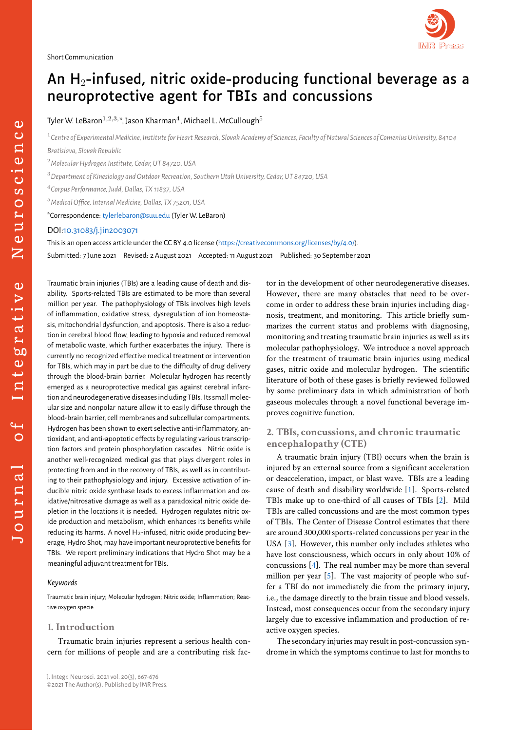Short Communication

# An $H_2$-infused, nitric oxide-producing functional beverage as a neuroprotective agent for TBIs and concussions

Tyler W. LeBaron[1,2,3,*], Jason Kharman[4], Michael L. McCullough[5]

[1] *Centre of Experimental Medicine, Institute for Heart Research, Slovak Academy of Sciences, Faculty of Natural Sciences of Comenius University, 84104 Bratislava, Slovak Republic*

[2] *Molecular Hydrogen Institute, Cedar, UT 84720, USA*

[3] *Department of Kinesiology and Outdoor Recreation, Southern Utah University, Cedar, UT 84720, USA*

[4] *Corpus Performance, Judd, Dallas, TX 11837, USA*

[5] *Medical Office, Internal Medicine, Dallas, TX 75201, USA*

*Correspondence: tylerlebaron@suu.edu (Tyler W. LeBaron)

DOI:10.31083/j.jin2003071

This is an open access article under the CC BY 4.0 license (https://creativecommons.org/licenses/by/4.0/).

Submitted: 7 June 2021 Revised: 2 August 2021 Accepted: 11 August 2021 Published: 30 September 2021

Traumatic brain injuries (TBIs) are a leading cause of death and disability. Sports-related TBIs are estimated to be more than several million per year. The pathophysiology of TBIs involves high levels of inflammation, oxidative stress, dysregulation of ion homeostasis, mitochondrial dysfunction, and apoptosis. There is also a reduction in cerebral blood flow, leading to hypoxia and reduced removal of metabolic waste, which further exacerbates the injury. There is currently no recognized effective medical treatment or intervention for TBIs, which may in part be due to the difficulty of drug delivery through the blood-brain barrier. Molecular hydrogen has recently emerged as a neuroprotective medical gas against cerebral infarction and neurodegenerative diseases including TBIs. Its small molecular size and nonpolar nature allow it to easily diffuse through the blood-brain barrier, cell membranes and subcellular compartments. Hydrogen has been shown to exert selective anti-inflammatory, antioxidant, and anti-apoptotic effects by regulating various transcription factors and protein phosphorylation cascades. Nitric oxide is another well-recognized medical gas that plays divergent roles in protecting from and in the recovery of TBIs, as well as in contributing to their pathophysiology and injury. Excessive activation of inducible nitric oxide synthase leads to excess inflammation and oxidative/nitrosative damage as well as a paradoxical nitric oxide depletion in the locations it is needed. Hydrogen regulates nitric oxide production and metabolism, which enhances its benefits while reducing its harms. A novel $H_2$-infused, nitric oxide producing beverage, Hydro Shot, may have important neuroprotective benefits for TBIs. We report preliminary indications that Hydro Shot may be a meaningful adjuvant treatment for TBIs.

*Keywords*

Traumatic brain injury; Molecular hydrogen; Nitric oxide; Inflammation; Reactive oxygen specie

## 1. Introduction

Traumatic brain injuries represent a serious health concern for millions of people and are a contributing risk factor in the development of other neurodegenerative diseases. However, there are many obstacles that need to be overcome in order to address these brain injuries including diagnosis, treatment, and monitoring. This article briefly summarizes the current status and problems with diagnosing, monitoring and treating traumatic brain injuries as well as its molecular pathophysiology. We introduce a novel approach for the treatment of traumatic brain injuries using medical gases, nitric oxide and molecular hydrogen. The scientific literature of both of these gases is briefly reviewed followed by some preliminary data in which administration of both gaseous molecules through a novel functional beverage improves cognitive function.

## 2. TBIs, concussions, and chronic traumatic encephalopathy (CTE)

A traumatic brain injury (TBI) occurs when the brain is injured by an external source from a significant acceleration or deacceleration, impact, or blast wave. TBIs are a leading cause of death and disability worldwide [1]. Sports-related TBIs make up to one-third of all causes of TBIs [2]. Mild TBIs are called concussions and are the most common types of TBIs. The Center of Disease Control estimates that there are around 300,000 sports-related concussions per year in the USA [3]. However, this number only includes athletes who have lost consciousness, which occurs in only about 10% of concussions [4]. The real number may be more than several million per year [5]. The vast majority of people who suffer a TBI do not immediately die from the primary injury, i.e., the damage directly to the brain tissue and blood vessels. Instead, most consequences occur from the secondary injury largely due to excessive inflammation and production of reactive oxygen species.

The secondary injuries may result in post-concussion syndrome in which the symptoms continue to last for months to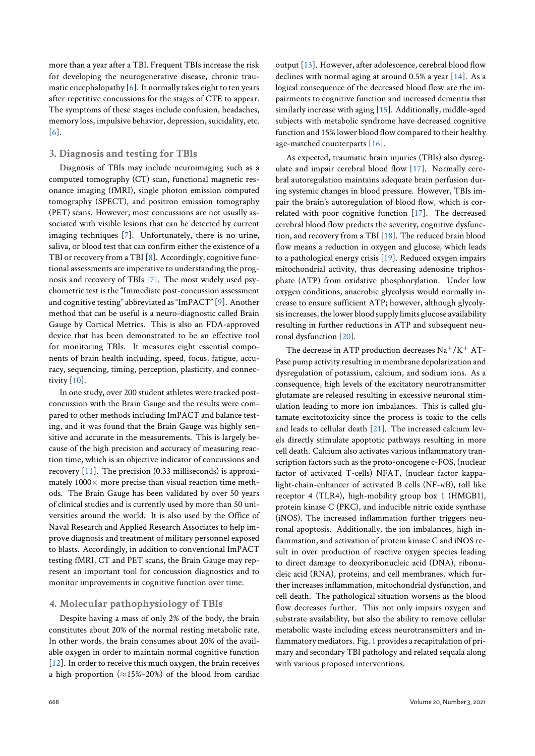more than a year after a TBI. Frequent TBIs increase the risk for developing the neurogenerative disease, chronic traumatic encephalopathy [6]. It normally takes eight to ten years after repetitive concussions for the stages of CTE to appear. The symptoms of these stages include confusion, headaches, memory loss, impulsive behavior, depression, suicidality, etc. [6].

## 3. Diagnosis and testing for TBIs

Diagnosis of TBIs may include neuroimaging such as a computed tomography (CT) scan, functional magnetic resonance imaging (fMRI), single photon emission computed tomography (SPECT), and positron emission tomography (PET) scans. However, most concussions are not usually associated with visible lesions that can be detected by current imaging techniques [7]. Unfortunately, there is no urine, saliva, or blood test that can confirm either the existence of a TBI or recovery from a TBI [8]. Accordingly, cognitive functional assessments are imperative to understanding the prognosis and recovery of TBIs [7]. The most widely used psychometric test is the "Immediate post-concussion assessment and cognitive testing" abbreviated as "ImPACT" [9]. Another method that can be useful is a neuro-diagnostic called Brain Gauge by Cortical Metrics. This is also an FDA-approved device that has been demonstrated to be an effective tool for monitoring TBIs. It measures eight essential components of brain health including, speed, focus, fatigue, accuracy, sequencing, timing, perception, plasticity, and connectivity [10].

In one study, over 200 student athletes were tracked post-concussion with the Brain Gauge and the results were compared to other methods including ImPACT and balance testing, and it was found that the Brain Gauge was highly sensitive and accurate in the measurements. This is largely because of the high precision and accuracy of measuring reaction time, which is an objective indicator of concussions and recovery [11]. The precision (0.33 milliseconds) is approximately 1000× more precise than visual reaction time methods. The Brain Gauge has been validated by over 50 years of clinical studies and is currently used by more than 50 universities around the world. It is also used by the Office of Naval Research and Applied Research Associates to help improve diagnosis and treatment of military personnel exposed to blasts. Accordingly, in addition to conventional ImPACT testing fMRI, CT and PET scans, the Brain Gauge may represent an important tool for concussion diagnostics and to monitor improvements in cognitive function over time.

## 4. Molecular pathophysiology of TBIs

Despite having a mass of only 2% of the body, the brain constitutes about 20% of the normal resting metabolic rate. In other words, the brain consumes about 20% of the available oxygen in order to maintain normal cognitive function [12]. In order to receive this much oxygen, the brain receives a high proportion (≈15%–20%) of the blood from cardiac output [13]. However, after adolescence, cerebral blood flow declines with normal aging at around 0.5% a year [14]. As a logical consequence of the decreased blood flow are the impairments to cognitive function and increased dementia that similarly increase with aging [15]. Additionally, middle-aged subjects with metabolic syndrome have decreased cognitive function and 15% lower blood flow compared to their healthy age-matched counterparts [16].

As expected, traumatic brain injuries (TBIs) also dysregulate and impair cerebral blood flow [17]. Normally cerebral autoregulation maintains adequate brain perfusion during systemic changes in blood pressure. However, TBIs impair the brain's autoregulation of blood flow, which is correlated with poor cognitive function [17]. The decreased cerebral blood flow predicts the severity, cognitive dysfunction, and recovery from a TBI [18]. The reduced brain blood flow means a reduction in oxygen and glucose, which leads to a pathological energy crisis [19]. Reduced oxygen impairs mitochondrial activity, thus decreasing adenosine triphosphate (ATP) from oxidative phosphorylation. Under low oxygen conditions, anaerobic glycolysis would normally increase to ensure sufficient ATP; however, although glycolysis increases, the lower blood supply limits glucose availability resulting in further reductions in ATP and subsequent neuronal dysfunction [20].

The decrease in ATP production decreases $Na^+/K^+$ ATPase pump activity resulting in membrane depolarization and dysregulation of potassium, calcium, and sodium ions. As a consequence, high levels of the excitatory neurotransmitter glutamate are released resulting in excessive neuronal stimulation leading to more ion imbalances. This is called glutamate excitotoxicity since the process is toxic to the cells and leads to cellular death [21]. The increased calcium levels directly stimulate apoptotic pathways resulting in more cell death. Calcium also activates various inflammatory transcription factors such as the proto-oncogene c-FOS, (nuclear factor of activated T-cells) NFAT, (nuclear factor kappa-light-chain-enhancer of activated B cells (NF-$\kappa$B), toll like receptor 4 (TLR4), high-mobility group box 1 (HMGB1), protein kinase C (PKC), and inducible nitric oxide synthase (iNOS). The increased inflammation further triggers neuronal apoptosis. Additionally, the ion imbalances, high inflammation, and activation of protein kinase C and iNOS result in over production of reactive oxygen species leading to direct damage to deoxyribonucleic acid (DNA), ribonucleic acid (RNA), proteins, and cell membranes, which further increases inflammation, mitochondrial dysfunction, and cell death. The pathological situation worsens as the blood flow decreases further. This not only impairs oxygen and substrate availability, but also the ability to remove cellular metabolic waste including excess neurotransmitters and inflammatory mediators. Fig. 1 provides a recapitulation of primary and secondary TBI pathology and related sequala along with various proposed interventions.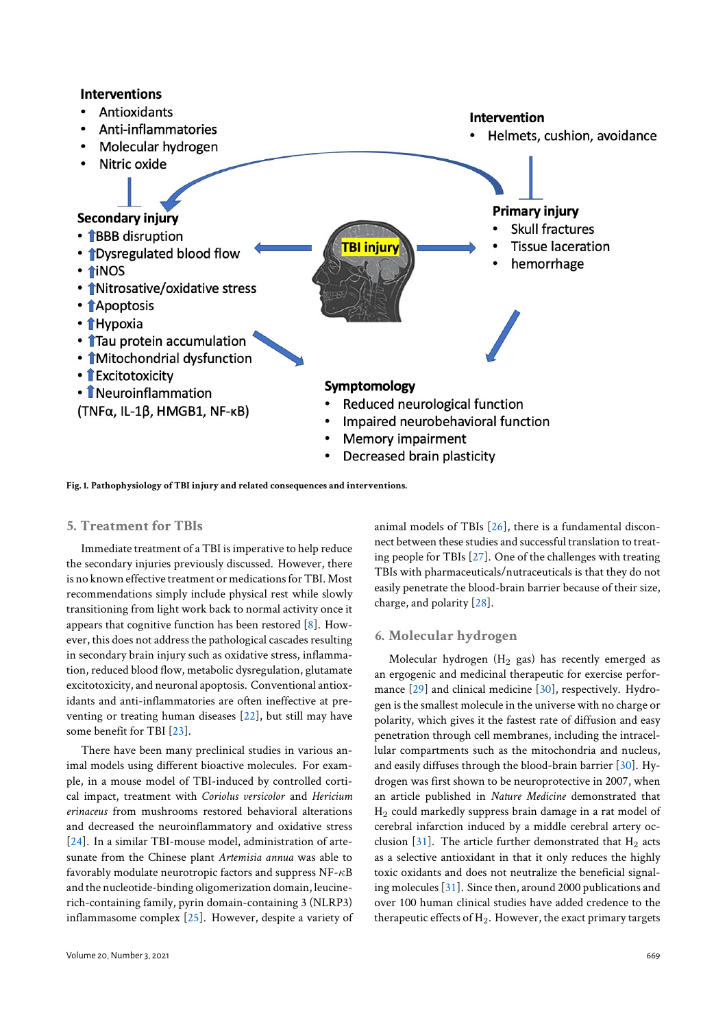**Interventions**

- Antioxidants
- Anti-inflammatories
- Molecular hydrogen
- Nitric oxide

**Intervention**

- Helmets, cushion, avoidance

**Secondary injury**

- ↑BBB disruption
- ↑Dysregulated blood flow
- ↑iNOS
- ↑Nitrosative/oxidative stress
- ↑Apoptosis
- ↑Hypoxia
- ↑Tau protein accumulation
- ↑Mitochondrial dysfunction
- ↑Excitotoxicity
- ↑Neuroinflammation (TNFα, IL-1β, HMGB1, NF-κB)

**TBI injury**

**Primary injury**

- Skull fractures
- Tissue laceration
- hemorrhage

**Symptomology**

- Reduced neurological function
- Impaired neurobehavioral function
- Memory impairment
- Decreased brain plasticity

**Fig. 1. Pathophysiology of TBI injury and related consequences and interventions.**

## 5. Treatment for TBIs

Immediate treatment of a TBI is imperative to help reduce the secondary injuries previously discussed. However, there is no known effective treatment or medications for TBI. Most recommendations simply include physical rest while slowly transitioning from light work back to normal activity once it appears that cognitive function has been restored [8]. However, this does not address the pathological cascades resulting in secondary brain injury such as oxidative stress, inflammation, reduced blood flow, metabolic dysregulation, glutamate excitotoxicity, and neuronal apoptosis. Conventional antioxidants and anti-inflammatories are often ineffective at preventing or treating human diseases [22], but still may have some benefit for TBI [23].

There have been many preclinical studies in various animal models using different bioactive molecules. For example, in a mouse model of TBI-induced by controlled cortical impact, treatment with *Coriolus versicolor* and *Hericium erinaceus* from mushrooms restored behavioral alterations and decreased the neuroinflammatory and oxidative stress [24]. In a similar TBI-mouse model, administration of artesunate from the Chinese plant *Artemisia annua* was able to favorably modulate neurotropic factors and suppress NF-κB and the nucleotide-binding oligomerization domain, leucine-rich-containing family, pyrin domain-containing 3 (NLRP3) inflammasome complex [25]. However, despite a variety of animal models of TBIs [26], there is a fundamental disconnect between these studies and successful translation to treating people for TBIs [27]. One of the challenges with treating TBIs with pharmaceuticals/nutraceuticals is that they do not easily penetrate the blood-brain barrier because of their size, charge, and polarity [28].

## 6. Molecular hydrogen

Molecular hydrogen ($H_2$ gas) has recently emerged as an ergogenic and medicinal therapeutic for exercise performance [29] and clinical medicine [30], respectively. Hydrogen is the smallest molecule in the universe with no charge or polarity, which gives it the fastest rate of diffusion and easy penetration through cell membranes, including the intracellular compartments such as the mitochondria and nucleus, and easily diffuses through the blood-brain barrier [30]. Hydrogen was first shown to be neuroprotective in 2007, when an article published in *Nature Medicine* demonstrated that $H_2$ could markedly suppress brain damage in a rat model of cerebral infarction induced by a middle cerebral artery occlusion [31]. The article further demonstrated that $H_2$ acts as a selective antioxidant in that it only reduces the highly toxic oxidants and does not neutralize the beneficial signaling molecules [31]. Since then, around 2000 publications and over 100 human clinical studies have added credence to the therapeutic effects of $H_2$. However, the exact primary targets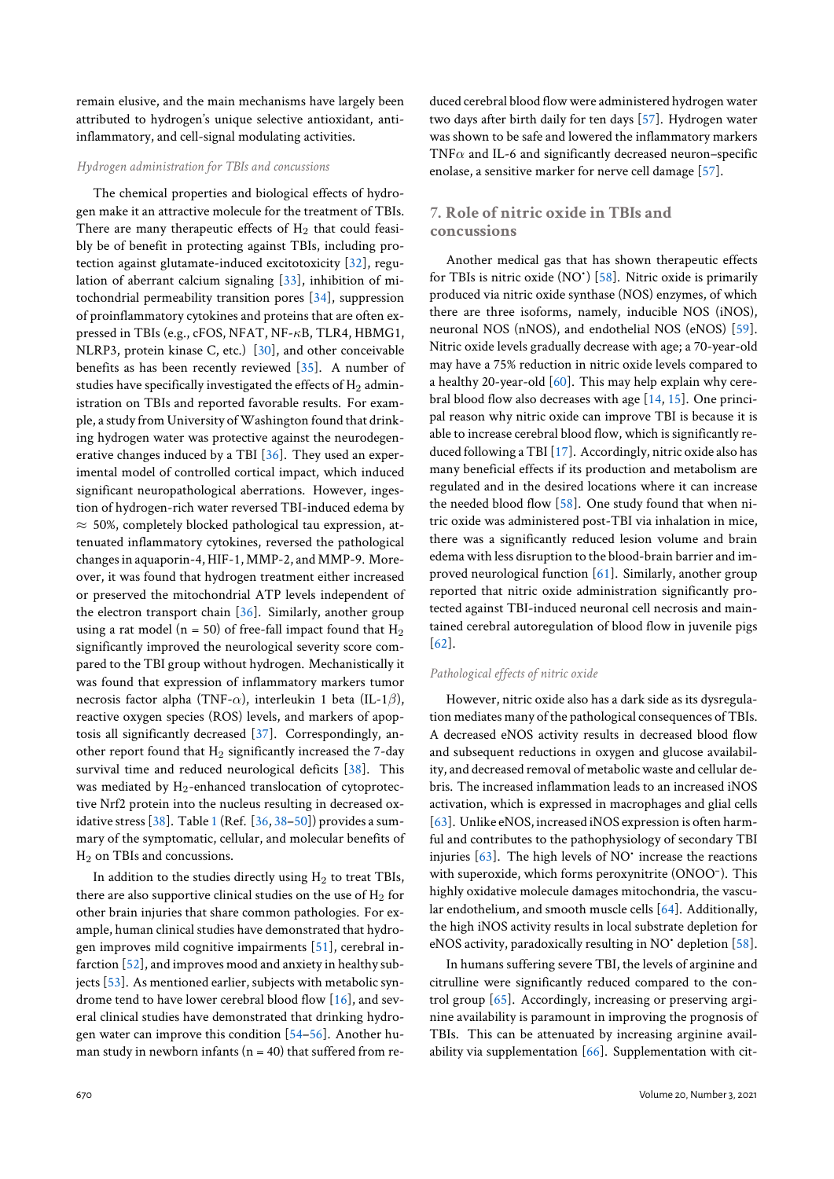remain elusive, and the main mechanisms have largely been attributed to hydrogen's unique selective antioxidant, anti-inflammatory, and cell-signal modulating activities.

### *Hydrogen administration for TBIs and concussions*

The chemical properties and biological effects of hydrogen make it an attractive molecule for the treatment of TBIs. There are many therapeutic effects of $H_2$ that could feasibly be of benefit in protecting against TBIs, including protection against glutamate-induced excitotoxicity [32], regulation of aberrant calcium signaling [33], inhibition of mitochondrial permeability transition pores [34], suppression of proinflammatory cytokines and proteins that are often expressed in TBIs (e.g., cFOS, NFAT, NF-$\kappa$B, TLR4, HBMG1, NLRP3, protein kinase C, etc.) [30], and other conceivable benefits as has been recently reviewed [35]. A number of studies have specifically investigated the effects of $H_2$ administration on TBIs and reported favorable results. For example, a study from University of Washington found that drinking hydrogen water was protective against the neurodegenerative changes induced by a TBI [36]. They used an experimental model of controlled cortical impact, which induced significant neuropathological aberrations. However, ingestion of hydrogen-rich water reversed TBI-induced edema by $\approx$ 50%, completely blocked pathological tau expression, attenuated inflammatory cytokines, reversed the pathological changes in aquaporin-4, HIF-1, MMP-2, and MMP-9. Moreover, it was found that hydrogen treatment either increased or preserved the mitochondrial ATP levels independent of the electron transport chain [36]. Similarly, another group using a rat model (n = 50) of free-fall impact found that $H_2$ significantly improved the neurological severity score compared to the TBI group without hydrogen. Mechanistically it was found that expression of inflammatory markers tumor necrosis factor alpha (TNF-$\alpha$), interleukin 1 beta (IL-1$\beta$), reactive oxygen species (ROS) levels, and markers of apoptosis all significantly decreased [37]. Correspondingly, another report found that $H_2$ significantly increased the 7-day survival time and reduced neurological deficits [38]. This was mediated by $H_2$-enhanced translocation of cytoprotective Nrf2 protein into the nucleus resulting in decreased oxidative stress [38]. Table 1 (Ref. [36, 38–50]) provides a summary of the symptomatic, cellular, and molecular benefits of $H_2$ on TBIs and concussions.

In addition to the studies directly using $H_2$ to treat TBIs, there are also supportive clinical studies on the use of $H_2$ for other brain injuries that share common pathologies. For example, human clinical studies have demonstrated that hydrogen improves mild cognitive impairments [51], cerebral infarction [52], and improves mood and anxiety in healthy subjects [53]. As mentioned earlier, subjects with metabolic syndrome tend to have lower cerebral blood flow [16], and several clinical studies have demonstrated that drinking hydrogen water can improve this condition [54–56]. Another human study in newborn infants (n = 40) that suffered from reduced cerebral blood flow were administered hydrogen water two days after birth daily for ten days [57]. Hydrogen water was shown to be safe and lowered the inflammatory markers TNF$\alpha$ and IL-6 and significantly decreased neuron–specific enolase, a sensitive marker for nerve cell damage [57].

## 7. Role of nitric oxide in TBIs and concussions

Another medical gas that has shown therapeutic effects for TBIs is nitric oxide ($NO^{\bullet}$) [58]. Nitric oxide is primarily produced via nitric oxide synthase (NOS) enzymes, of which there are three isoforms, namely, inducible NOS (iNOS), neuronal NOS (nNOS), and endothelial NOS (eNOS) [59]. Nitric oxide levels gradually decrease with age; a 70-year-old may have a 75% reduction in nitric oxide levels compared to a healthy 20-year-old [60]. This may help explain why cerebral blood flow also decreases with age [14, 15]. One principal reason why nitric oxide can improve TBI is because it is able to increase cerebral blood flow, which is significantly reduced following a TBI [17]. Accordingly, nitric oxide also has many beneficial effects if its production and metabolism are regulated and in the desired locations where it can increase the needed blood flow [58]. One study found that when nitric oxide was administered post-TBI via inhalation in mice, there was a significantly reduced lesion volume and brain edema with less disruption to the blood-brain barrier and improved neurological function [61]. Similarly, another group reported that nitric oxide administration significantly protected against TBI-induced neuronal cell necrosis and maintained cerebral autoregulation of blood flow in juvenile pigs [62].

### *Pathological effects of nitric oxide*

However, nitric oxide also has a dark side as its dysregulation mediates many of the pathological consequences of TBIs. A decreased eNOS activity results in decreased blood flow and subsequent reductions in oxygen and glucose availability, and decreased removal of metabolic waste and cellular debris. The increased inflammation leads to an increased iNOS activation, which is expressed in macrophages and glial cells [63]. Unlike eNOS, increased iNOS expression is often harmful and contributes to the pathophysiology of secondary TBI injuries [63]. The high levels of $NO^{\bullet}$ increase the reactions with superoxide, which forms peroxynitrite ($ONOO^{-}$). This highly oxidative molecule damages mitochondria, the vascular endothelium, and smooth muscle cells [64]. Additionally, the high iNOS activity results in local substrate depletion for eNOS activity, paradoxically resulting in $NO^{\bullet}$ depletion [58].

In humans suffering severe TBI, the levels of arginine and citrulline were significantly reduced compared to the control group [65]. Accordingly, increasing or preserving arginine availability is paramount in improving the prognosis of TBIs. This can be attenuated by increasing arginine availability via supplementation [66]. Supplementation with cit-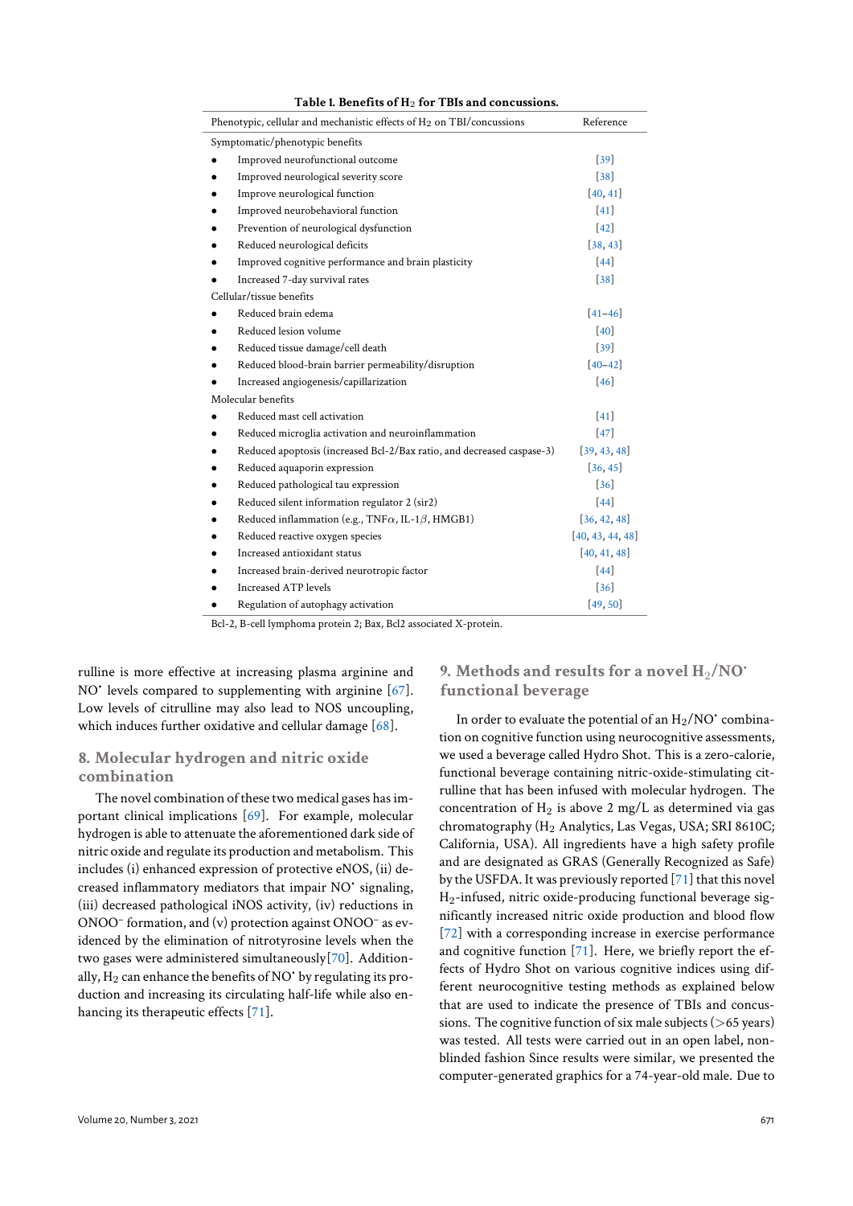**Table 1. Benefits of $H_2$ for TBIs and concussions.**

| Phenotypic, cellular and mechanistic effects of $H_2$ on TBI/concussions | Reference |
|---|---|
| Symptomatic/phenotypic benefits | |
| • Improved neurofunctional outcome | [39] |
| • Improved neurological severity score | [38] |
| • Improve neurological function | [40, 41] |
| • Improved neurobehavioral function | [41] |
| • Prevention of neurological dysfunction | [42] |
| • Reduced neurological deficits | [38, 43] |
| • Improved cognitive performance and brain plasticity | [44] |
| • Increased 7-day survival rates | [38] |
| Cellular/tissue benefits | |
| • Reduced brain edema | [41–46] |
| • Reduced lesion volume | [40] |
| • Reduced tissue damage/cell death | [39] |
| • Reduced blood-brain barrier permeability/disruption | [40–42] |
| • Increased angiogenesis/capillarization | [46] |
| Molecular benefits | |
| • Reduced mast cell activation | [41] |
| • Reduced microglia activation and neuroinflammation | [47] |
| • Reduced apoptosis (increased Bcl-2/Bax ratio, and decreased caspase-3) | [39, 43, 48] |
| • Reduced aquaporin expression | [36, 45] |
| • Reduced pathological tau expression | [36] |
| • Reduced silent information regulator 2 (sir2) | [44] |
| • Reduced inflammation (e.g., TNF$\alpha$, IL-1$\beta$, HMGB1) | [36, 42, 48] |
| • Reduced reactive oxygen species | [40, 43, 44, 48] |
| • Increased antioxidant status | [40, 41, 48] |
| • Increased brain-derived neurotropic factor | [44] |
| • Increased ATP levels | [36] |
| • Regulation of autophagy activation | [49, 50] |

Bcl-2, B-cell lymphoma protein 2; Bax, Bcl2 associated X-protein.

rulline is more effective at increasing plasma arginine and $NO^{\bullet}$ levels compared to supplementing with arginine [67]. Low levels of citrulline may also lead to NOS uncoupling, which induces further oxidative and cellular damage [68].

## 8. Molecular hydrogen and nitric oxide combination

The novel combination of these two medical gases has important clinical implications [69]. For example, molecular hydrogen is able to attenuate the aforementioned dark side of nitric oxide and regulate its production and metabolism. This includes (i) enhanced expression of protective eNOS, (ii) decreased inflammatory mediators that impair $NO^{\bullet}$ signaling, (iii) decreased pathological iNOS activity, (iv) reductions in $ONOO^-$ formation, and (v) protection against $ONOO^-$ as evidenced by the elimination of nitrotyrosine levels when the two gases were administered simultaneously[70]. Additionally, $H_2$ can enhance the benefits of $NO^{\bullet}$ by regulating its production and increasing its circulating half-life while also enhancing its therapeutic effects [71].

## 9. Methods and results for a novel $H_2/NO^{\bullet}$ functional beverage

In order to evaluate the potential of an $H_2/NO^{\bullet}$ combination on cognitive function using neurocognitive assessments, we used a beverage called Hydro Shot. This is a zero-calorie, functional beverage containing nitric-oxide-stimulating citrulline that has been infused with molecular hydrogen. The concentration of $H_2$ is above 2 mg/L as determined via gas chromatography ($H_2$ Analytics, Las Vegas, USA; SRI 8610C; California, USA). All ingredients have a high safety profile and are designated as GRAS (Generally Recognized as Safe) by the USFDA. It was previously reported [71] that this novel $H_2$-infused, nitric oxide-producing functional beverage significantly increased nitric oxide production and blood flow [72] with a corresponding increase in exercise performance and cognitive function [71]. Here, we briefly report the effects of Hydro Shot on various cognitive indices using different neurocognitive testing methods as explained below that are used to indicate the presence of TBIs and concussions. The cognitive function of six male subjects (>65 years) was tested. All tests were carried out in an open label, non-blinded fashion Since results were similar, we presented the computer-generated graphics for a 74-year-old male. Due to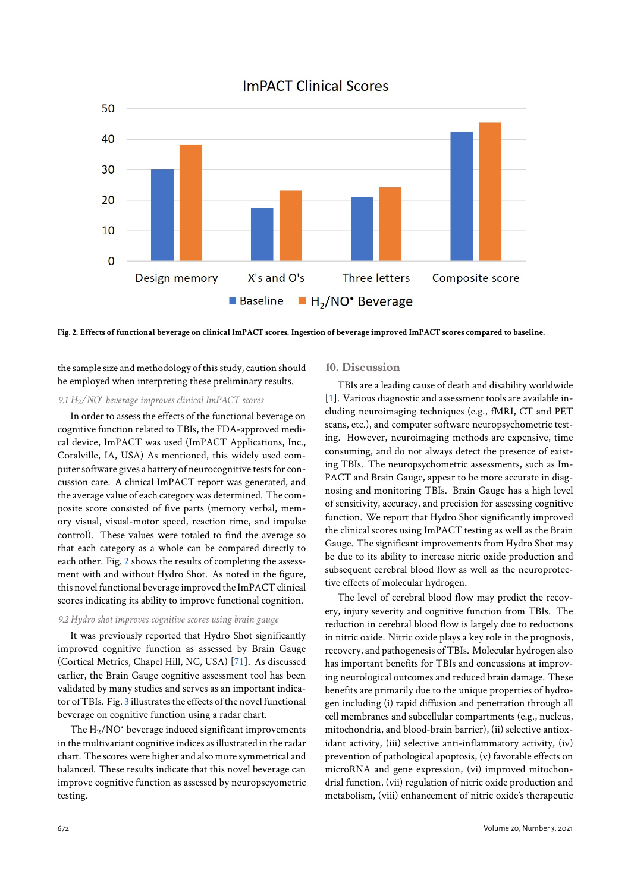Fig. 2. **Effects of functional beverage on clinical ImPACT scores. Ingestion of beverage improved ImPACT scores compared to baseline.**

the sample size and methodology of this study, caution should be employed when interpreting these preliminary results.

### *9.1 $H_2/NO^{\bullet}$ beverage improves clinical ImPACT scores*

In order to assess the effects of the functional beverage on cognitive function related to TBIs, the FDA-approved medical device, ImPACT was used (ImPACT Applications, Inc., Coralville, IA, USA) As mentioned, this widely used computer software gives a battery of neurocognitive tests for concussion care. A clinical ImPACT report was generated, and the average value of each category was determined. The composite score consisted of five parts (memory verbal, memory visual, visual-motor speed, reaction time, and impulse control). These values were totaled to find the average so that each category as a whole can be compared directly to each other. Fig. 2 shows the results of completing the assessment with and without Hydro Shot. As noted in the figure, this novel functional beverage improved the ImPACT clinical scores indicating its ability to improve functional cognition.

### *9.2 Hydro shot improves cognitive scores using brain gauge*

It was previously reported that Hydro Shot significantly improved cognitive function as assessed by Brain Gauge (Cortical Metrics, Chapel Hill, NC, USA) [71]. As discussed earlier, the Brain Gauge cognitive assessment tool has been validated by many studies and serves as an important indicator of TBIs. Fig. 3 illustrates the effects of the novel functional beverage on cognitive function using a radar chart.

The $H_2/NO^{\bullet}$ beverage induced significant improvements in the multivariant cognitive indices as illustrated in the radar chart. The scores were higher and also more symmetrical and balanced. These results indicate that this novel beverage can improve cognitive function as assessed by neuropscyometric testing.

## 10. Discussion

TBIs are a leading cause of death and disability worldwide [1]. Various diagnostic and assessment tools are available including neuroimaging techniques (e.g., fMRI, CT and PET scans, etc.), and computer software neuropsychometric testing. However, neuroimaging methods are expensive, time consuming, and do not always detect the presence of existing TBIs. The neuropsychometric assessments, such as ImPACT and Brain Gauge, appear to be more accurate in diagnosing and monitoring TBIs. Brain Gauge has a high level of sensitivity, accuracy, and precision for assessing cognitive function. We report that Hydro Shot significantly improved the clinical scores using ImPACT testing as well as the Brain Gauge. The significant improvements from Hydro Shot may be due to its ability to increase nitric oxide production and subsequent cerebral blood flow as well as the neuroprotective effects of molecular hydrogen.

The level of cerebral blood flow may predict the recovery, injury severity and cognitive function from TBIs. The reduction in cerebral blood flow is largely due to reductions in nitric oxide. Nitric oxide plays a key role in the prognosis, recovery, and pathogenesis of TBIs. Molecular hydrogen also has important benefits for TBIs and concussions at improving neurological outcomes and reduced brain damage. These benefits are primarily due to the unique properties of hydrogen including (i) rapid diffusion and penetration through all cell membranes and subcellular compartments (e.g., nucleus, mitochondria, and blood-brain barrier), (ii) selective antioxidant activity, (iii) selective anti-inflammatory activity, (iv) prevention of pathological apoptosis, (v) favorable effects on microRNA and gene expression, (vi) improved mitochondrial function, (vii) regulation of nitric oxide production and metabolism, (viii) enhancement of nitric oxide's therapeutic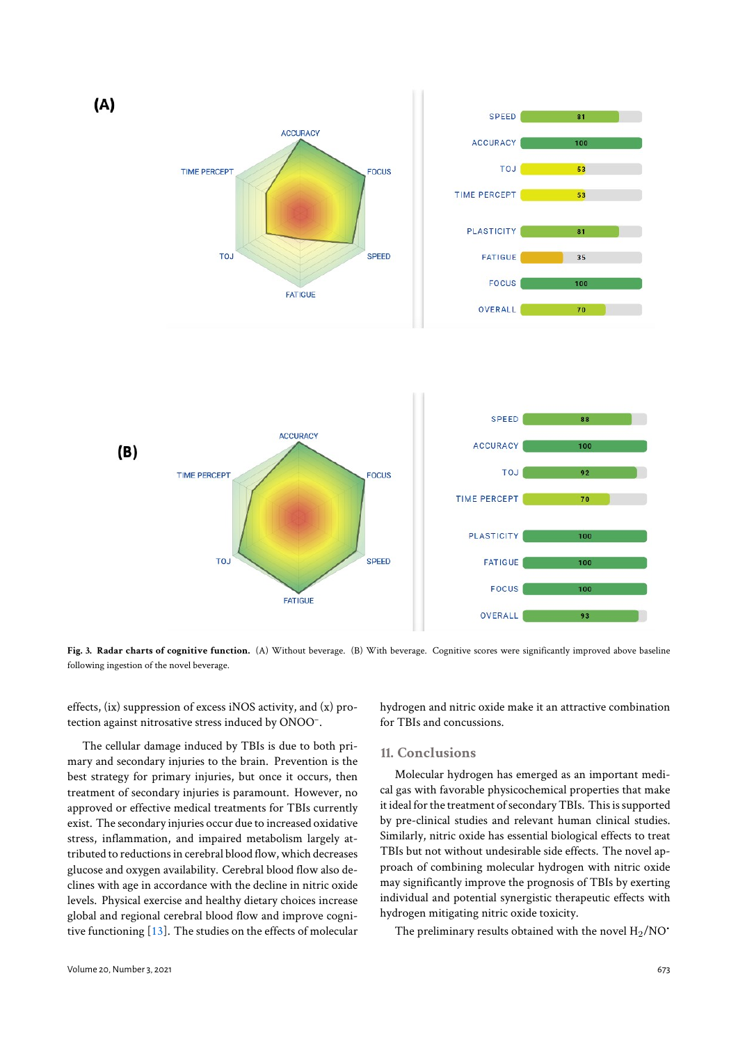**Fig. 3. Radar charts of cognitive function.** (A) Without beverage. (B) With beverage. Cognitive scores were significantly improved above baseline following ingestion of the novel beverage.

effects, (ix) suppression of excess iNOS activity, and (x) protection against nitrosative stress induced by $ONOO^-$.

The cellular damage induced by TBIs is due to both primary and secondary injuries to the brain. Prevention is the best strategy for primary injuries, but once it occurs, then treatment of secondary injuries is paramount. However, no approved or effective medical treatments for TBIs currently exist. The secondary injuries occur due to increased oxidative stress, inflammation, and impaired metabolism largely attributed to reductions in cerebral blood flow, which decreases glucose and oxygen availability. Cerebral blood flow also declines with age in accordance with the decline in nitric oxide levels. Physical exercise and healthy dietary choices increase global and regional cerebral blood flow and improve cognitive functioning [13]. The studies on the effects of molecular hydrogen and nitric oxide make it an attractive combination for TBIs and concussions.

## 11. Conclusions

Molecular hydrogen has emerged as an important medical gas with favorable physicochemical properties that make it ideal for the treatment of secondary TBIs. This is supported by pre-clinical studies and relevant human clinical studies. Similarly, nitric oxide has essential biological effects to treat TBIs but not without undesirable side effects. The novel approach of combining molecular hydrogen with nitric oxide may significantly improve the prognosis of TBIs by exerting individual and potential synergistic therapeutic effects with hydrogen mitigating nitric oxide toxicity.

The preliminary results obtained with the novel $H_2/NO^{\bullet}$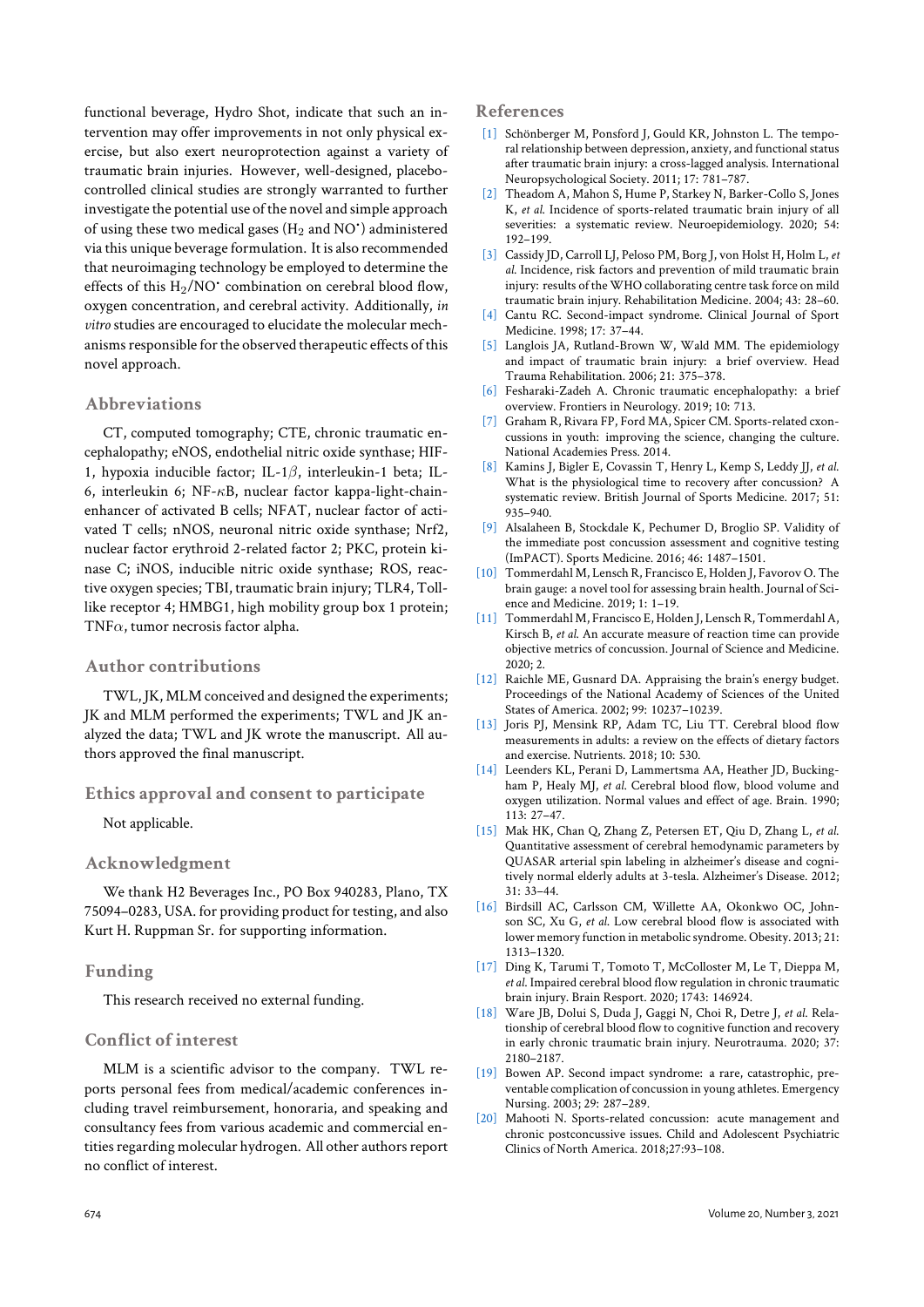functional beverage, Hydro Shot, indicate that such an intervention may offer improvements in not only physical exercise, but also exert neuroprotection against a variety of traumatic brain injuries. However, well-designed, placebo-controlled clinical studies are strongly warranted to further investigate the potential use of the novel and simple approach of using these two medical gases ($H_2$ and $NO^•$) administered via this unique beverage formulation. It is also recommended that neuroimaging technology be employed to determine the effects of this $H_2/NO^•$ combination on cerebral blood flow, oxygen concentration, and cerebral activity. Additionally, *in vitro* studies are encouraged to elucidate the molecular mechanisms responsible for the observed therapeutic effects of this novel approach.

## Abbreviations

CT, computed tomography; CTE, chronic traumatic encephalopathy; eNOS, endothelial nitric oxide synthase; HIF-1, hypoxia inducible factor; IL-1$\beta$, interleukin-1 beta; IL-6, interleukin 6; NF-$\kappa$B, nuclear factor kappa-light-chain-enhancer of activated B cells; NFAT, nuclear factor of activated T cells; nNOS, neuronal nitric oxide synthase; Nrf2, nuclear factor erythroid 2-related factor 2; PKC, protein kinase C; iNOS, inducible nitric oxide synthase; ROS, reactive oxygen species; TBI, traumatic brain injury; TLR4, Toll-like receptor 4; HMBG1, high mobility group box 1 protein; TNF$\alpha$, tumor necrosis factor alpha.

## Author contributions

TWL, JK, MLM conceived and designed the experiments; JK and MLM performed the experiments; TWL and JK analyzed the data; TWL and JK wrote the manuscript. All authors approved the final manuscript.

## Ethics approval and consent to participate

Not applicable.

## Acknowledgment

We thank H2 Beverages Inc., PO Box 940283, Plano, TX 75094–0283, USA. for providing product for testing, and also Kurt H. Ruppman Sr. for supporting information.

## Funding

This research received no external funding.

## Conflict of interest

MLM is a scientific advisor to the company. TWL reports personal fees from medical/academic conferences including travel reimbursement, honoraria, and speaking and consultancy fees from various academic and commercial entities regarding molecular hydrogen. All other authors report no conflict of interest.

## References

[1] Schönberger M, Ponsford J, Gould KR, Johnston L. The temporal relationship between depression, anxiety, and functional status after traumatic brain injury: a cross-lagged analysis. International Neuropsychological Society. 2011; 17: 781–787.

[2] Theadom A, Mahon S, Hume P, Starkey N, Barker-Collo S, Jones K, *et al*. Incidence of sports-related traumatic brain injury of all severities: a systematic review. Neuroepidemiology. 2020; 54: 192–199.

[3] Cassidy JD, Carroll LJ, Peloso PM, Borg J, von Holst H, Holm L, *et al*. Incidence, risk factors and prevention of mild traumatic brain injury: results of the WHO collaborating centre task force on mild traumatic brain injury. Rehabilitation Medicine. 2004; 43: 28–60.

[4] Cantu RC. Second-impact syndrome. Clinical Journal of Sport Medicine. 1998; 17: 37–44.

[5] Langlois JA, Rutland-Brown W, Wald MM. The epidemiology and impact of traumatic brain injury: a brief overview. Head Trauma Rehabilitation. 2006; 21: 375–378.

[6] Fesharaki-Zadeh A. Chronic traumatic encephalopathy: a brief overview. Frontiers in Neurology. 2019; 10: 713.

[7] Graham R, Rivara FP, Ford MA, Spicer CM. Sports-related cxoncussions in youth: improving the science, changing the culture. National Academies Press. 2014.

[8] Kamins J, Bigler E, Covassin T, Henry L, Kemp S, Leddy JJ, *et al*. What is the physiological time to recovery after concussion? A systematic review. British Journal of Sports Medicine. 2017; 51: 935–940.

[9] Alsalaheen B, Stockdale K, Pechumer D, Broglio SP. Validity of the immediate post concussion assessment and cognitive testing (ImPACT). Sports Medicine. 2016; 46: 1487–1501.

[10] Tommerdahl M, Lensch R, Francisco E, Holden J, Favorov O. The brain gauge: a novel tool for assessing brain health. Journal of Science and Medicine. 2019; 1: 1–19.

[11] Tommerdahl M, Francisco E, Holden J, Lensch R, Tommerdahl A, Kirsch B, *et al*. An accurate measure of reaction time can provide objective metrics of concussion. Journal of Science and Medicine. 2020; 2.

[12] Raichle ME, Gusnard DA. Appraising the brain's energy budget. Proceedings of the National Academy of Sciences of the United States of America. 2002; 99: 10237–10239.

[13] Joris PJ, Mensink RP, Adam TC, Liu TT. Cerebral blood flow measurements in adults: a review on the effects of dietary factors and exercise. Nutrients. 2018; 10: 530.

[14] Leenders KL, Perani D, Lammertsma AA, Heather JD, Buckingham P, Healy MJ, *et al*. Cerebral blood flow, blood volume and oxygen utilization. Normal values and effect of age. Brain. 1990; 113: 27–47.

[15] Mak HK, Chan Q, Zhang Z, Petersen ET, Qiu D, Zhang L, *et al*. Quantitative assessment of cerebral hemodynamic parameters by QUASAR arterial spin labeling in alzheimer's disease and cognitively normal elderly adults at 3-tesla. Alzheimer's Disease. 2012; 31: 33–44.

[16] Birdsill AC, Carlsson CM, Willette AA, Okonkwo OC, Johnson SC, Xu G, *et al*. Low cerebral blood flow is associated with lower memory function in metabolic syndrome. Obesity. 2013; 21: 1313–1320.

[17] Ding K, Tarumi T, Tomoto T, McColloster M, Le T, Dieppa M, *et al*. Impaired cerebral blood flow regulation in chronic traumatic brain injury. Brain Resport. 2020; 1743: 146924.

[18] Ware JB, Dolui S, Duda J, Gaggi N, Choi R, Detre J, *et al*. Relationship of cerebral blood flow to cognitive function and recovery in early chronic traumatic brain injury. Neurotrauma. 2020; 37: 2180–2187.

[19] Bowen AP. Second impact syndrome: a rare, catastrophic, preventable complication of concussion in young athletes. Emergency Nursing. 2003; 29: 287–289.

[20] Mahooti N. Sports-related concussion: acute management and chronic postconcussive issues. Child and Adolescent Psychiatric Clinics of North America. 2018;27:93–108.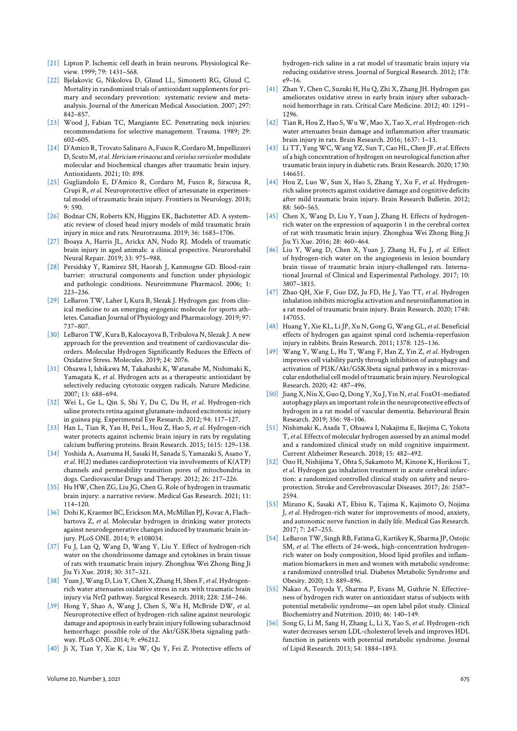[21] Lipton P. Ischemic cell death in brain neurons. Physiological Review. 1999; 79: 1431–568.

[22] Bjelakovic G, Nikolova D, Gluud LL, Simonetti RG, Gluud C. Mortality in randomized trials of antioxidant supplements for primary and secondary prevention: systematic review and meta-analysis. Journal of the American Medical Association. 2007; 297: 842–857.

[23] Wood J, Fabian TC, Mangiante EC. Penetrating neck injuries: recommendations for selective management. Trauma. 1989; 29: 602–605.

[24] D'Amico R, Trovato Salinaro A, Fusco R, Cordaro M, Impellizzeri D, Scuto M, *et al. Hericium erinaceus* and *coriolus versicolor* modulate molecular and biochemical changes after traumatic brain injury. Antioxidants. 2021; 10: 898.

[25] Gugliandolo E, D'Amico R, Cordaro M, Fusco R, Siracusa R, Crupi R, *et al.* Neuroprotective effect of artesunate in experimental model of traumatic brain injury. Frontiers in Neurology. 2018; 9: 590.

[26] Bodnar CN, Roberts KN, Higgins EK, Bachstetter AD. A systematic review of closed head injury models of mild traumatic brain injury in mice and rats. Neurotrauma. 2019; 36: 1683–1706.

[27] Iboaya A, Harris JL, Arickx AN, Nudo RJ. Models of traumatic brain injury in aged animals: a clinical prspective. Neurorehabil Neural Repair. 2019; 33: 975–988.

[28] Persidsky Y, Ramirez SH, Haorah J, Kanmogne GD. Blood-rain barrier: structural components and function under physiologic and pathologic conditions. Neuroimmune Pharmacol. 2006; 1: 223–236.

[29] LeBaron TW, Laher I, Kura B, Slezak J. Hydrogen gas: from clinical medicine to an emerging ergogenic molecule for sports athletes. Canadian Journal of Physiology and Pharmacology. 2019; 97: 737–807.

[30] LeBaron TW, Kura B, Kalocayova B, Tribulova N, Slezak J. A new approach for the prevention and treatment of cardiovascular disorders. Molecular Hydrogen Significantly Reduces the Effects of Oxidative Stress. Molecules. 2019; 24: 2076.

[31] Ohsawa I, Ishikawa M, Takahashi K, Watanabe M, Nishimaki K, Yamagata K, *et al.* Hydrogen acts as a therapeutic antioxidant by selectively reducing cytotoxic oxygen radicals. Nature Medicine. 2007; 13: 688–694.

[32] Wei L, Ge L, Qin S, Shi Y, Du C, Du H, *et al.* Hydrogen-rich saline protects retina against glutamate-induced excitotoxic injury in guinea pig. Experimental Eye Research. 2012; 94: 117–127.

[33] Han L, Tian R, Yan H, Pei L, Hou Z, Hao S, *et al.* Hydrogen-rich water protects against ischemic brain injury in rats by regulating calcium buffering proteins. Brain Research. 2015; 1615: 129–138.

[34] Yoshida A, Asanuma H, Sasaki H, Sanada S, Yamazaki S, Asano Y, *et al.* H(2) mediates cardioprotection via involvements of K(ATP) channels and permeability transition pores of mitochondria in dogs. Cardiovascular Drugs and Therapy. 2012; 26: 217–226.

[35] Hu HW, Chen ZG, Liu JG, Chen G. Role of hydrogen in traumatic brain injury: a narrative review. Medical Gas Research. 2021; 11: 114–120.

[36] Dohi K, Kraemer BC, Erickson MA, McMillan PJ, Kovac A, Flachbartova Z, *et al.* Molecular hydrogen in drinking water protects against neurodegenerative changes induced by traumatic brain injury. PLoS ONE. 2014; 9: e108034.

[37] Fu J, Lan Q, Wang D, Wang Y, Liu Y. Effect of hydrogen-rich water on the chondriosome damage and cytokines in brain tissue of rats with traumatic brain injury. Zhonghua Wei Zhong Bing Ji Jiu Yi Xue. 2018; 30: 317–321.

[38] Yuan J, Wang D, Liu Y, Chen X, Zhang H, Shen F, *et al.* Hydrogen-rich water attenuates oxidative stress in rats with traumatic brain injury via Nrf2 pathway. Surgical Research. 2018; 228: 238–246.

[39] Hong Y, Shao A, Wang J, Chen S, Wu H, McBride DW, *et al.* Neuroprotective effect of hydrogen-rich saline against neurologic damage and apoptosis in early brain injury following subarachnoid hemorrhage: possible role of the Akt/GSK3beta signaling pathway. PLoS ONE. 2014; 9: e96212.

[40] Ji X, Tian Y, Xie K, Liu W, Qu Y, Fei Z. Protective effects of hydrogen-rich saline in a rat model of traumatic brain injury via reducing oxidative stress. Journal of Surgical Research. 2012; 178: e9–16.

[41] Zhan Y, Chen C, Suzuki H, Hu Q, Zhi X, Zhang JH. Hydrogen gas ameliorates oxidative stress in early brain injury after subarachnoid hemorrhage in rats. Critical Care Medicine. 2012; 40: 1291–1296.

[42] Tian R, Hou Z, Hao S, Wu W, Mao X, Tao X, *et al.* Hydrogen-rich water attenuates brain damage and inflammation after traumatic brain injury in rats. Brain Research. 2016; 1637: 1–13.

[43] Li TT, Yang WC, Wang YZ, Sun T, Cao HL, Chen JF, *et al.* Effects of a high concentration of hydrogen on neurological function after traumatic brain injury in diabetic rats. Brain Research. 2020; 1730: 146651.

[44] Hou Z, Luo W, Sun X, Hao S, Zhang Y, Xu F, *et al.* Hydrogen-rich saline protects against oxidative damage and cognitive deficits after mild traumatic brain injury. Brain Research Bulletin. 2012; 88: 560–565.

[45] Chen X, Wang D, Liu Y, Yuan J, Zhang H. Effects of hydrogen-rich water on the expression of aquaporin 1 in the cerebral cortex of rat with traumatic brain injury. Zhonghua Wei Zhong Bing Ji Jiu Yi Xue. 2016; 28: 460–464.

[46] Liu Y, Wang D, Chen X, Yuan J, Zhang H, Fu J, *et al.* Effect of hydrogen-rich water on the angiogenesis in lesion boundary brain tissue of traumatic brain injury-challenged rats. International Journal of Clinical and Experimental Pathology. 2017; 10: 3807–3815.

[47] Zhao QH, Xie F, Guo DZ, Ju FD, He J, Yao TT, *et al.* Hydrogen inhalation inhibits microglia activation and neuroinflammation in a rat model of traumatic brain injury. Brain Research. 2020; 1748: 147053.

[48] Huang Y, Xie KL, Li JP, Xu N, Gong G, Wang GL, *et al.* Beneficial effects of hydrogen gas against spinal cord ischemia-reperfusion injury in rabbits. Brain Research. 2011; 1378: 125–136.

[49] Wang Y, Wang L, Hu T, Wang F, Han Z, Yin Z, *et al.* Hydrogen improves cell viability partly through inhibition of autophagy and activation of PI3K/Akt/GSK3beta signal pathway in a microvascular endothelial cell model of traumatic brain injury. Neurological Research. 2020; 42: 487–496.

[50] Jiang X, Niu X, Guo Q, Dong Y, Xu J, Yin N, *et al.* FoxO1-mediated autophagy plays an important role in the neuroprotective effects of hydrogen in a rat model of vascular dementia. Behavioural Brain Research. 2019; 356: 98–106.

[51] Nishimaki K, Asada T, Ohsawa I, Nakajima E, Ikejima C, Yokota T, *et al.* Effects of molecular hydrogen assessed by an animal model and a randomized clinical study on mild cognitive impairment. Current Alzheimer Research. 2018; 15: 482–492.

[52] Ono H, Nishijima Y, Ohta S, Sakamoto M, Kinone K, Horikosi T, *et al.* Hydrogen gas inhalation treatment in acute cerebral infarction: a randomized controlled clinical study on safety and neuroprotection. Stroke and Cerebrovascular Diseases. 2017; 26: 2587–2594.

[53] Mizuno K, Sasaki AT, Ebisu K, Tajima K, Kajimoto O, Nojima J, *et al.* Hydrogen-rich water for improvements of mood, anxiety, and autonomic nerve function in daily life. Medical Gas Research. 2017; 7: 247–255.

[54] LeBaron TW, Singh RB, Fatima G, Kartikey K, Sharma JP, Ostojic SM, *et al.* The effects of 24-week, high-concentration hydrogen-rich water on body composition, blood lipid profiles and inflammation biomarkers in men and women with metabolic syndrome: a randomized controlled trial. Diabetes Metabolic Syndrome and Obesity. 2020; 13: 889–896.

[55] Nakao A, Toyoda Y, Sharma P, Evans M, Guthrie N. Effectiveness of hydrogen rich water on antioxidant status of subjects with potential metabolic syndrome—an open label pilot study. Clinical Biochemistry and Nutrition. 2010; 46: 140–149.

[56] Song G, Li M, Sang H, Zhang L, Li X, Yao S, *et al.* Hydrogen-rich water decreases serum LDL-cholesterol levels and improves HDL function in patients with potential metabolic syndrome. Journal of Lipid Research. 2013; 54: 1884–1893.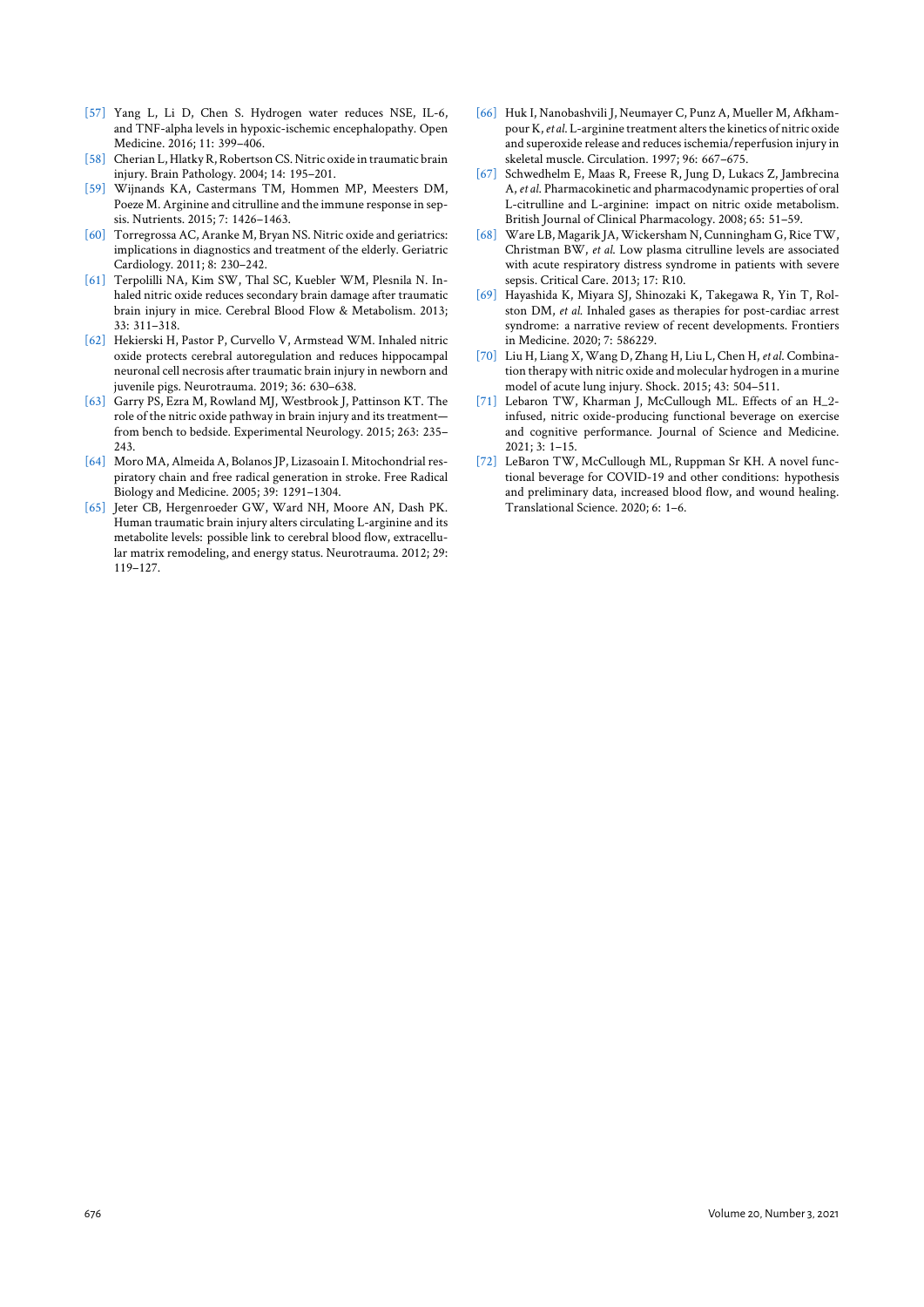[57] Yang L, Li D, Chen S. Hydrogen water reduces NSE, IL-6, and TNF-alpha levels in hypoxic-ischemic encephalopathy. Open Medicine. 2016; 11: 399–406.

[58] Cherian L, Hlatky R, Robertson CS. Nitric oxide in traumatic brain injury. Brain Pathology. 2004; 14: 195–201.

[59] Wijnands KA, Castermans TM, Hommen MP, Meesters DM, Poeze M. Arginine and citrulline and the immune response in sepsis. Nutrients. 2015; 7: 1426–1463.

[60] Torregrossa AC, Aranke M, Bryan NS. Nitric oxide and geriatrics: implications in diagnostics and treatment of the elderly. Geriatric Cardiology. 2011; 8: 230–242.

[61] Terpolilli NA, Kim SW, Thal SC, Kuebler WM, Plesnila N. Inhaled nitric oxide reduces secondary brain damage after traumatic brain injury in mice. Cerebral Blood Flow & Metabolism. 2013; 33: 311–318.

[62] Hekierski H, Pastor P, Curvello V, Armstead WM. Inhaled nitric oxide protects cerebral autoregulation and reduces hippocampal neuronal cell necrosis after traumatic brain injury in newborn and juvenile pigs. Neurotrauma. 2019; 36: 630–638.

[63] Garry PS, Ezra M, Rowland MJ, Westbrook J, Pattinson KT. The role of the nitric oxide pathway in brain injury and its treatment—from bench to bedside. Experimental Neurology. 2015; 263: 235–243.

[64] Moro MA, Almeida A, Bolanos JP, Lizasoain I. Mitochondrial respiratory chain and free radical generation in stroke. Free Radical Biology and Medicine. 2005; 39: 1291–1304.

[65] Jeter CB, Hergenroeder GW, Ward NH, Moore AN, Dash PK. Human traumatic brain injury alters circulating L-arginine and its metabolite levels: possible link to cerebral blood flow, extracellular matrix remodeling, and energy status. Neurotrauma. 2012; 29: 119–127.

[66] Huk I, Nanobashvili J, Neumayer C, Punz A, Mueller M, Afkhampour K, *et al*. L-arginine treatment alters the kinetics of nitric oxide and superoxide release and reduces ischemia/reperfusion injury in skeletal muscle. Circulation. 1997; 96: 667–675.

[67] Schwedhelm E, Maas R, Freese R, Jung D, Lukacs Z, Jambrecina A, *et al*. Pharmacokinetic and pharmacodynamic properties of oral L-citrulline and L-arginine: impact on nitric oxide metabolism. British Journal of Clinical Pharmacology. 2008; 65: 51–59.

[68] Ware LB, Magarik JA, Wickersham N, Cunningham G, Rice TW, Christman BW, *et al*. Low plasma citrulline levels are associated with acute respiratory distress syndrome in patients with severe sepsis. Critical Care. 2013; 17: R10.

[69] Hayashida K, Miyara SJ, Shinozaki K, Takegawa R, Yin T, Rolston DM, *et al*. Inhaled gases as therapies for post-cardiac arrest syndrome: a narrative review of recent developments. Frontiers in Medicine. 2020; 7: 586229.

[70] Liu H, Liang X, Wang D, Zhang H, Liu L, Chen H, *et al*. Combination therapy with nitric oxide and molecular hydrogen in a murine model of acute lung injury. Shock. 2015; 43: 504–511.

[71] Lebaron TW, Kharman J, McCullough ML. Effects of an H_2-infused, nitric oxide-producing functional beverage on exercise and cognitive performance. Journal of Science and Medicine. 2021; 3: 1–15.

[72] LeBaron TW, McCullough ML, Ruppman Sr KH. A novel functional beverage for COVID-19 and other conditions: hypothesis and preliminary data, increased blood flow, and wound healing. Translational Science. 2020; 6: 1–6.